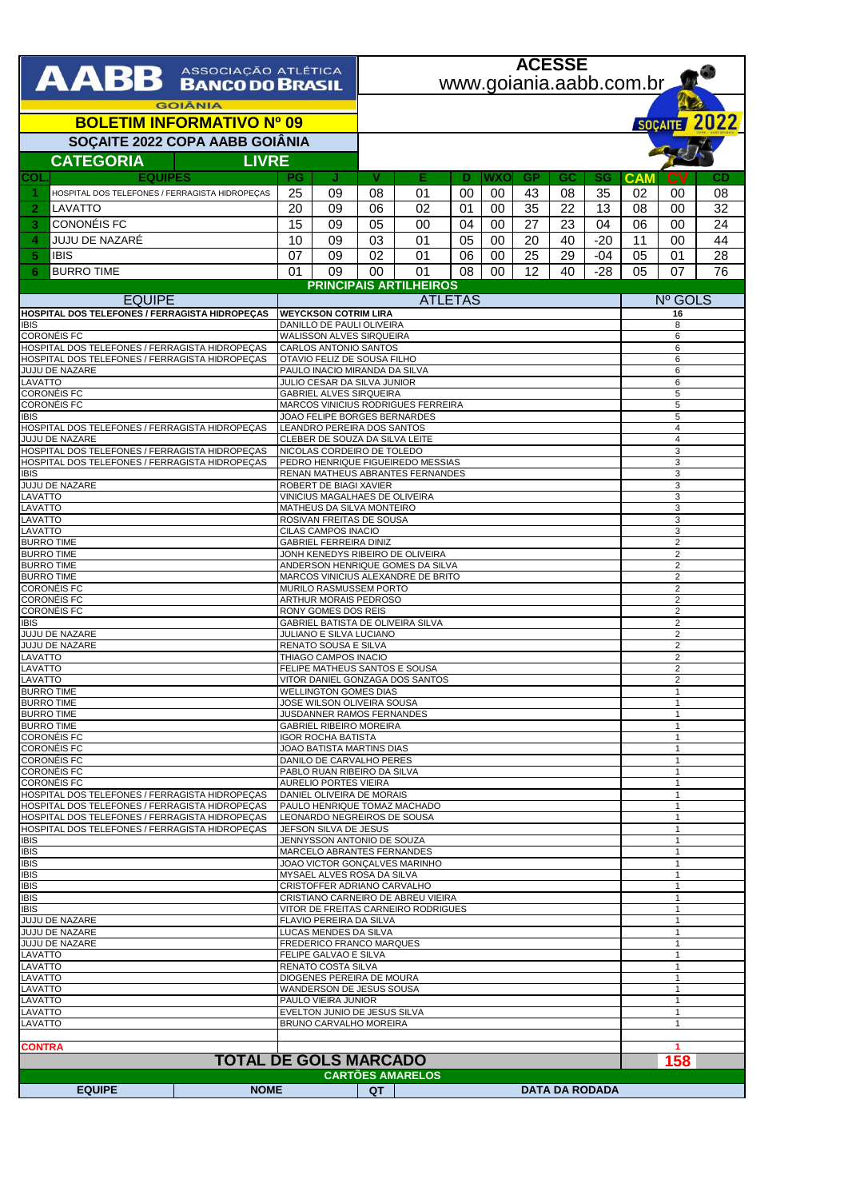# AABB ASSOCIAÇÃO ATLÉTICA BANCO DO BRASIL

GOIÂNIA

**ACESSE**
www.goiania.aabb.com.br

## BOLETIM INFORMATIVO Nº 09

## SOÇAITE 2022 COPA AABB GOIÂNIA

SOÇAITE 2022

### CATEGORIA LIVRE

| COL. | EQUIPES | PG | J | V | E | D | WXO | GP | GC | SG | CAM | CV | CD |
|---|---|---|---|---|---|---|---|---|---|---|---|---|---|
| 1 | HOSPITAL DOS TELEFONES / FERRAGISTA HIDROPEÇAS | 25 | 09 | 08 | 01 | 00 | 00 | 43 | 08 | 35 | 02 | 00 | 08 |
| 2 | LAVATTO | 20 | 09 | 06 | 02 | 01 | 00 | 35 | 22 | 13 | 08 | 00 | 32 |
| 3 | CONONÉIS FC | 15 | 09 | 05 | 00 | 04 | 00 | 27 | 23 | 04 | 06 | 00 | 24 |
| 4 | JUJU DE NAZARÉ | 10 | 09 | 03 | 01 | 05 | 00 | 20 | 40 | -20 | 11 | 00 | 44 |
| 5 | IBIS | 07 | 09 | 02 | 01 | 06 | 00 | 25 | 29 | -04 | 05 | 01 | 28 |
| 6 | BURRO TIME | 01 | 09 | 00 | 01 | 08 | 00 | 12 | 40 | -28 | 05 | 07 | 76 |

### PRINCIPAIS ARTILHEIROS

| EQUIPE | ATLETAS | Nº GOLS |
|---|---|---|
| HOSPITAL DOS TELEFONES / FERRAGISTA HIDROPEÇAS | WEYCKSON COTRIM LIRA | 16 |
| IBIS | DANILLO DE PAULI OLIVEIRA | 8 |
| CORONÉIS FC | WALISSON ALVES SIRQUEIRA | 6 |
| HOSPITAL DOS TELEFONES / FERRAGISTA HIDROPEÇAS | CARLOS ANTONIO SANTOS | 6 |
| HOSPITAL DOS TELEFONES / FERRAGISTA HIDROPEÇAS | OTAVIO FELIZ DE SOUSA FILHO | 6 |
| JUJU DE NAZARE | PAULO INACIO MIRANDA DA SILVA | 6 |
| LAVATTO | JULIO CESAR DA SILVA JUNIOR | 6 |
| CORONÉIS FC | GABRIEL ALVES SIRQUEIRA | 5 |
| CORONÉIS FC | MARCOS VINICIUS RODRIGUES FERREIRA | 5 |
| IBIS | JOAO FELIPE BORGES BERNARDES | 5 |
| HOSPITAL DOS TELEFONES / FERRAGISTA HIDROPEÇAS | LEANDRO PEREIRA DOS SANTOS | 4 |
| JUJU DE NAZARE | CLEBER DE SOUZA DA SILVA LEITE | 4 |
| HOSPITAL DOS TELEFONES / FERRAGISTA HIDROPEÇAS | NICOLAS CORDEIRO DE TOLEDO | 3 |
| HOSPITAL DOS TELEFONES / FERRAGISTA HIDROPEÇAS | PEDRO HENRIQUE FIGUEIREDO MESSIAS | 3 |
| IBIS | RENAN MATHEUS ABRANTES FERNANDES | 3 |
| JUJU DE NAZARE | ROBERT DE BIAGI XAVIER | 3 |
| LAVATTO | VINICIUS MAGALHAES DE OLIVEIRA | 3 |
| LAVATTO | MATHEUS DA SILVA MONTEIRO | 3 |
| LAVATTO | ROSIVAN FREITAS DE SOUSA | 3 |
| LAVATTO | CILAS CAMPOS INACIO | 3 |
| BURRO TIME | GABRIEL FERREIRA DINIZ | 2 |
| BURRO TIME | JONH KENEDYS RIBEIRO DE OLIVEIRA | 2 |
| BURRO TIME | ANDERSON HENRIQUE GOMES DA SILVA | 2 |
| BURRO TIME | MARCOS VINICIUS ALEXANDRE DE BRITO | 2 |
| CORONÉIS FC | MURILO RASMUSSEM PORTO | 2 |
| CORONÉIS FC | ARTHUR MORAIS PEDROSO | 2 |
| CORONÉIS FC | RONY GOMES DOS REIS | 2 |
| IBIS | GABRIEL BATISTA DE OLIVEIRA SILVA | 2 |
| JUJU DE NAZARE | JULIANO E SILVA LUCIANO | 2 |
| JUJU DE NAZARE | RENATO SOUSA E SILVA | 2 |
| LAVATTO | THIAGO CAMPOS INACIO | 2 |
| LAVATTO | FELIPE MATHEUS SANTOS E SOUSA | 2 |
| LAVATTO | VITOR DANIEL GONZAGA DOS SANTOS | 2 |
| BURRO TIME | WELLINGTON GOMES DIAS | 1 |
| BURRO TIME | JOSE WILSON OLIVEIRA SOUSA | 1 |
| BURRO TIME | JUSDANNER RAMOS FERNANDES | 1 |
| BURRO TIME | GABRIEL RIBEIRO MOREIRA | 1 |
| CORONÉIS FC | IGOR ROCHA BATISTA | 1 |
| CORONÉIS FC | JOAO BATISTA MARTINS DIAS | 1 |
| CORONÉIS FC | DANILO DE CARVALHO PERES | 1 |
| CORONÉIS FC | PABLO RUAN RIBEIRO DA SILVA | 1 |
| CORONÉIS FC | AURELIO PORTES VIEIRA | 1 |
| HOSPITAL DOS TELEFONES / FERRAGISTA HIDROPEÇAS | DANIEL OLIVEIRA DE MORAIS | 1 |
| HOSPITAL DOS TELEFONES / FERRAGISTA HIDROPEÇAS | PAULO HENRIQUE TOMAZ MACHADO | 1 |
| HOSPITAL DOS TELEFONES / FERRAGISTA HIDROPEÇAS | LEONARDO NEGREIROS DE SOUSA | 1 |
| HOSPITAL DOS TELEFONES / FERRAGISTA HIDROPEÇAS | JEFSON SILVA DE JESUS | 1 |
| IBIS | JENNYSSON ANTONIO DE SOUZA | 1 |
| IBIS | MARCELO ABRANTES FERNANDES | 1 |
| IBIS | JOAO VICTOR GONÇALVES MARINHO | 1 |
| IBIS | MYSAEL ALVES ROSA DA SILVA | 1 |
| IBIS | CRISTOFFER ADRIANO CARVALHO | 1 |
| IBIS | CRISTIANO CARNEIRO DE ABREU VIEIRA | 1 |
| IBIS | VITOR DE FREITAS CARNEIRO RODRIGUES | 1 |
| JUJU DE NAZARE | FLAVIO PEREIRA DA SILVA | 1 |
| JUJU DE NAZARE | LUCAS MENDES DA SILVA | 1 |
| JUJU DE NAZARE | FREDERICO FRANCO MARQUES | 1 |
| LAVATTO | FELIPE GALVAO E SILVA | 1 |
| LAVATTO | RENATO COSTA SILVA | 1 |
| LAVATTO | DIOGENES PEREIRA DE MOURA | 1 |
| LAVATTO | WANDERSON DE JESUS SOUSA | 1 |
| LAVATTO | PAULO VIEIRA JUNIOR | 1 |
| LAVATTO | EVELTON JUNIO DE JESUS SILVA | 1 |
| LAVATTO | BRUNO CARVALHO MOREIRA | 1 |
| | | |
| CONTRA | | 1 |
| **TOTAL DE GOLS MARCADO** | | **158** |

### CARTÕES AMARELOS

| EQUIPE | NOME | QT | DATA DA RODADA |
|---|---|---|---|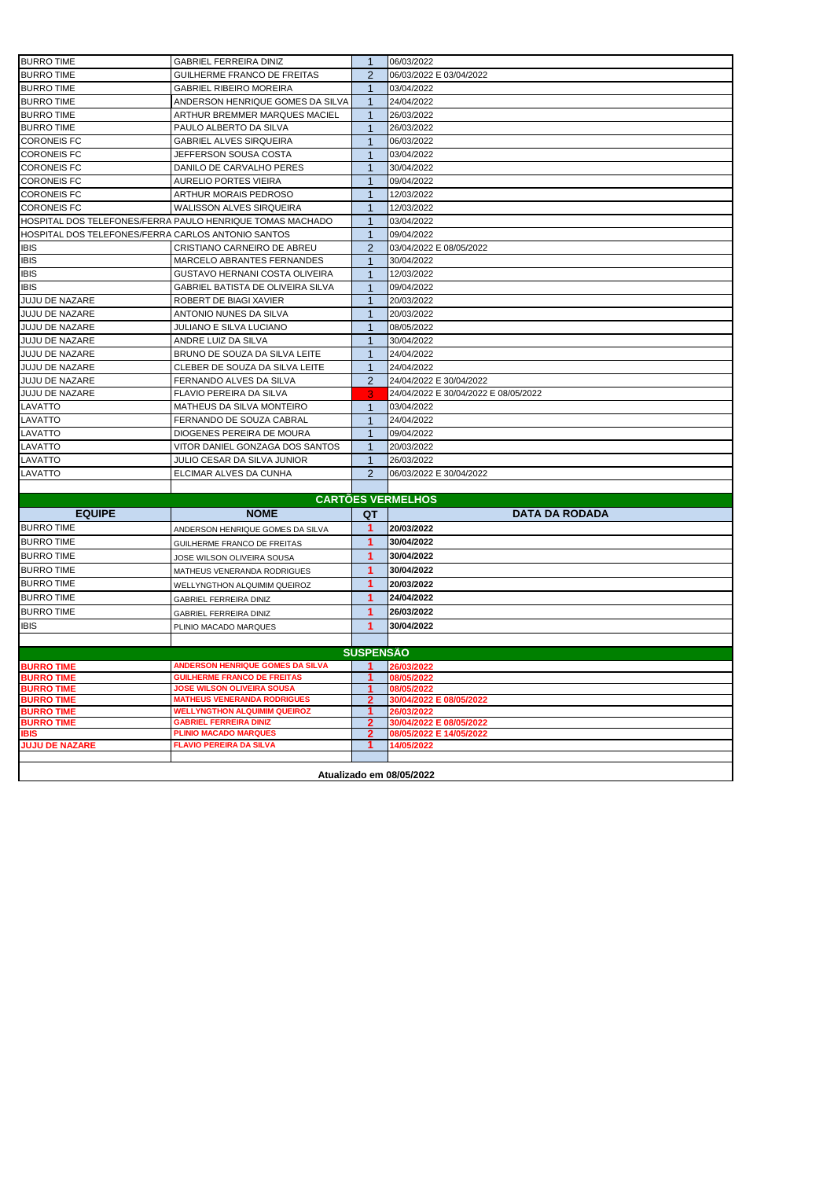| | | | |
|---|---|---|---|
| BURRO TIME | GABRIEL FERREIRA DINIZ | 1 | 06/03/2022 |
| BURRO TIME | GUILHERME FRANCO DE FREITAS | 2 | 06/03/2022 E 03/04/2022 |
| BURRO TIME | GABRIEL RIBEIRO MOREIRA | 1 | 03/04/2022 |
| BURRO TIME | ANDERSON HENRIQUE GOMES DA SILVA | 1 | 24/04/2022 |
| BURRO TIME | ARTHUR BREMMER MARQUES MACIEL | 1 | 26/03/2022 |
| BURRO TIME | PAULO ALBERTO DA SILVA | 1 | 26/03/2022 |
| CORONEIS FC | GABRIEL ALVES SIRQUEIRA | 1 | 06/03/2022 |
| CORONEIS FC | JEFFERSON SOUSA COSTA | 1 | 03/04/2022 |
| CORONEIS FC | DANILO DE CARVALHO PERES | 1 | 30/04/2022 |
| CORONEIS FC | AURELIO PORTES VIEIRA | 1 | 09/04/2022 |
| CORONEIS FC | ARTHUR MORAIS PEDROSO | 1 | 12/03/2022 |
| CORONEIS FC | WALISSON ALVES SIRQUEIRA | 1 | 12/03/2022 |
| HOSPITAL DOS TELEFONES/FERRA | PAULO HENRIQUE TOMAS MACHADO | 1 | 03/04/2022 |
| HOSPITAL DOS TELEFONES/FERRA | CARLOS ANTONIO SANTOS | 1 | 09/04/2022 |
| IBIS | CRISTIANO CARNEIRO DE ABREU | 2 | 03/04/2022 E 08/05/2022 |
| IBIS | MARCELO ABRANTES FERNANDES | 1 | 30/04/2022 |
| IBIS | GUSTAVO HERNANI COSTA OLIVEIRA | 1 | 12/03/2022 |
| IBIS | GABRIEL BATISTA DE OLIVEIRA SILVA | 1 | 09/04/2022 |
| JUJU DE NAZARE | ROBERT DE BIAGI XAVIER | 1 | 20/03/2022 |
| JUJU DE NAZARE | ANTONIO NUNES DA SILVA | 1 | 20/03/2022 |
| JUJU DE NAZARE | JULIANO E SILVA LUCIANO | 1 | 08/05/2022 |
| JUJU DE NAZARE | ANDRE LUIZ DA SILVA | 1 | 30/04/2022 |
| JUJU DE NAZARE | BRUNO DE SOUZA DA SILVA LEITE | 1 | 24/04/2022 |
| JUJU DE NAZARE | CLEBER DE SOUZA DA SILVA LEITE | 1 | 24/04/2022 |
| JUJU DE NAZARE | FERNANDO ALVES DA SILVA | 2 | 24/04/2022 E 30/04/2022 |
| JUJU DE NAZARE | FLAVIO PEREIRA DA SILVA | 3 | 24/04/2022 E 30/04/2022 E 08/05/2022 |
| LAVATTO | MATHEUS DA SILVA MONTEIRO | 1 | 03/04/2022 |
| LAVATTO | FERNANDO DE SOUZA CABRAL | 1 | 24/04/2022 |
| LAVATTO | DIOGENES PEREIRA DE MOURA | 1 | 09/04/2022 |
| LAVATTO | VITOR DANIEL GONZAGA DOS SANTOS | 1 | 20/03/2022 |
| LAVATTO | JULIO CESAR DA SILVA JUNIOR | 1 | 26/03/2022 |
| LAVATTO | ELCIMAR ALVES DA CUNHA | 2 | 06/03/2022 E 30/04/2022 |

## CARTÕES VERMELHOS

| EQUIPE | NOME | QT | DATA DA RODADA |
|---|---|---|---|
| BURRO TIME | ANDERSON HENRIQUE GOMES DA SILVA | 1 | 20/03/2022 |
| BURRO TIME | GUILHERME FRANCO DE FREITAS | 1 | 30/04/2022 |
| BURRO TIME | JOSE WILSON OLIVEIRA SOUSA | 1 | 30/04/2022 |
| BURRO TIME | MATHEUS VENERANDA RODRIGUES | 1 | 30/04/2022 |
| BURRO TIME | WELLYNGTHON ALQUIMIM QUEIROZ | 1 | 20/03/2022 |
| BURRO TIME | GABRIEL FERREIRA DINIZ | 1 | 24/04/2022 |
| BURRO TIME | GABRIEL FERREIRA DINIZ | 1 | 26/03/2022 |
| IBIS | PLINIO MACADO MARQUES | 1 | 30/04/2022 |

## SUSPENSÃO

| | | | |
|---|---|---|---|
| **BURRO TIME** | **ANDERSON HENRIQUE GOMES DA SILVA** | **1** | **26/03/2022** |
| **BURRO TIME** | **GUILHERME FRANCO DE FREITAS** | **1** | **08/05/2022** |
| **BURRO TIME** | **JOSE WILSON OLIVEIRA SOUSA** | **1** | **08/05/2022** |
| **BURRO TIME** | **MATHEUS VENERANDA RODRIGUES** | **2** | **30/04/2022 E 08/05/2022** |
| **BURRO TIME** | **WELLYNGTHON ALQUIMIM QUEIROZ** | **1** | **26/03/2022** |
| **BURRO TIME** | **GABRIEL FERREIRA DINIZ** | **2** | **30/04/2022 E 08/05/2022** |
| **IBIS** | **PLINIO MACADO MARQUES** | **2** | **08/05/2022 E 14/05/2022** |
| **JUJU DE NAZARE** | **FLAVIO PEREIRA DA SILVA** | **1** | **14/05/2022** |

**Atualizado em 08/05/2022**